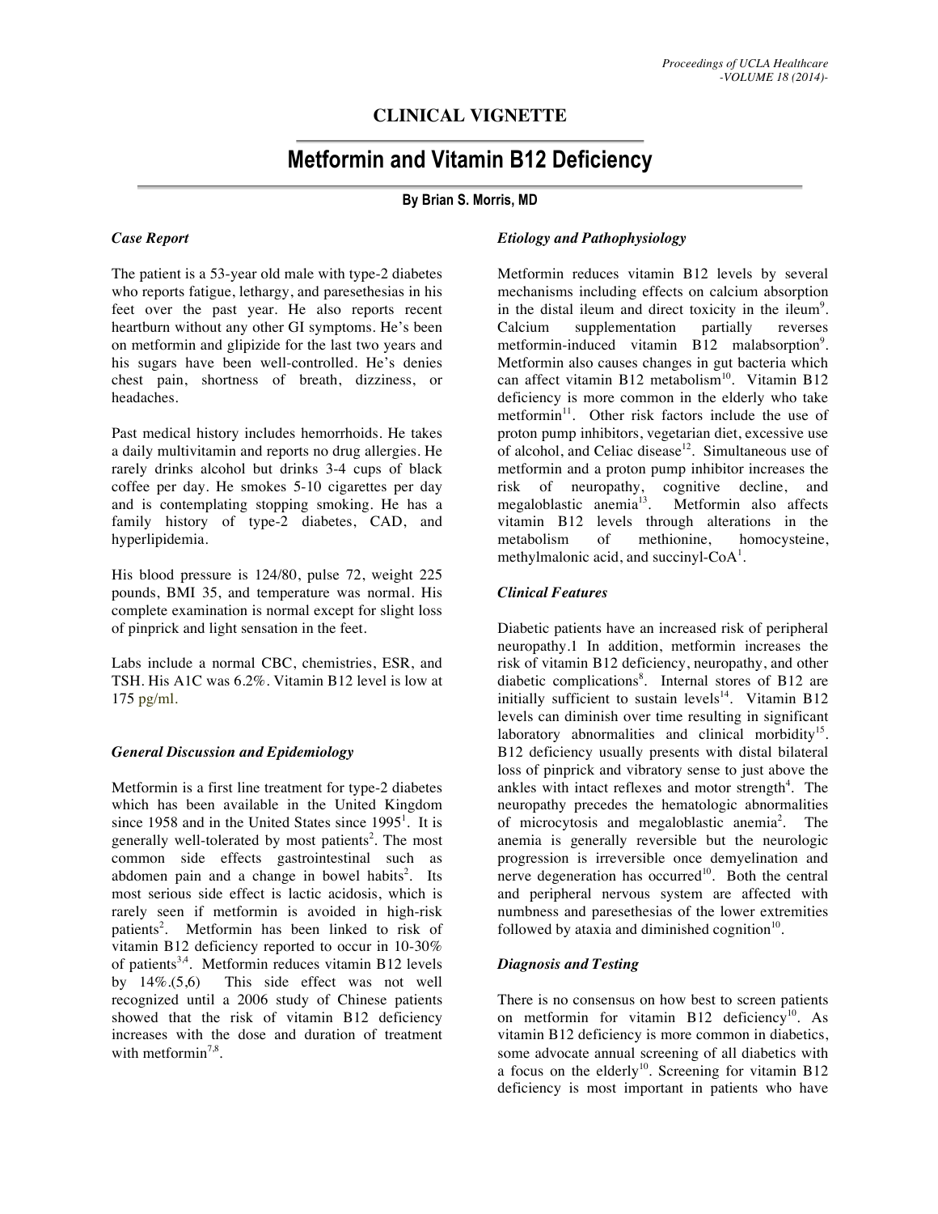## CLINICAL VIGNETTE

# Metformin and Vitamin B12 Deficiency

**By Brian S. Morris, MD**

### *Case Report*

The patient is a 53-year old male with type-2 diabetes who reports fatigue, lethargy, and paresethesias in his feet over the past year. He also reports recent heartburn without any other GI symptoms. He's been on metformin and glipizide for the last two years and his sugars have been well-controlled. He's denies chest pain, shortness of breath, dizziness, or headaches.

Past medical history includes hemorrhoids. He takes a daily multivitamin and reports no drug allergies. He rarely drinks alcohol but drinks 3-4 cups of black coffee per day. He smokes 5-10 cigarettes per day and is contemplating stopping smoking. He has a family history of type-2 diabetes, CAD, and hyperlipidemia.

His blood pressure is 124/80, pulse 72, weight 225 pounds, BMI 35, and temperature was normal. His complete examination is normal except for slight loss of pinprick and light sensation in the feet.

Labs include a normal CBC, chemistries, ESR, and TSH. His A1C was 6.2%. Vitamin B12 level is low at 175 pg/ml.

### *General Discussion and Epidemiology*

Metformin is a first line treatment for type-2 diabetes which has been available in the United Kingdom since 1958 and in the United States since 1995[1]. It is generally well-tolerated by most patients[2]. The most common side effects gastrointestinal such as abdomen pain and a change in bowel habits[2]. Its most serious side effect is lactic acidosis, which is rarely seen if metformin is avoided in high-risk patients[2]. Metformin has been linked to risk of vitamin B12 deficiency reported to occur in 10-30% of patients[3,4]. Metformin reduces vitamin B12 levels by 14%.(5,6) This side effect was not well recognized until a 2006 study of Chinese patients showed that the risk of vitamin B12 deficiency increases with the dose and duration of treatment with metformin[7,8].

### *Etiology and Pathophysiology*

Metformin reduces vitamin B12 levels by several mechanisms including effects on calcium absorption in the distal ileum and direct toxicity in the ileum[9]. Calcium supplementation partially reverses metformin-induced vitamin B12 malabsorption[9]. Metformin also causes changes in gut bacteria which can affect vitamin B12 metabolism[10]. Vitamin B12 deficiency is more common in the elderly who take metformin[11]. Other risk factors include the use of proton pump inhibitors, vegetarian diet, excessive use of alcohol, and Celiac disease[12]. Simultaneous use of metformin and a proton pump inhibitor increases the risk of neuropathy, cognitive decline, and megaloblastic anemia[13]. Metformin also affects vitamin B12 levels through alterations in the metabolism of methionine, homocysteine, methylmalonic acid, and succinyl-CoA[1].

### *Clinical Features*

Diabetic patients have an increased risk of peripheral neuropathy.1 In addition, metformin increases the risk of vitamin B12 deficiency, neuropathy, and other diabetic complications[8]. Internal stores of B12 are initially sufficient to sustain levels[14]. Vitamin B12 levels can diminish over time resulting in significant laboratory abnormalities and clinical morbidity[15]. B12 deficiency usually presents with distal bilateral loss of pinprick and vibratory sense to just above the ankles with intact reflexes and motor strength[4]. The neuropathy precedes the hematologic abnormalities of microcytosis and megaloblastic anemia[2]. The anemia is generally reversible but the neurologic progression is irreversible once demyelination and nerve degeneration has occurred[10]. Both the central and peripheral nervous system are affected with numbness and paresethesias of the lower extremities followed by ataxia and diminished cognition[10].

### *Diagnosis and Testing*

There is no consensus on how best to screen patients on metformin for vitamin B12 deficiency[10]. As vitamin B12 deficiency is more common in diabetics, some advocate annual screening of all diabetics with a focus on the elderly[10]. Screening for vitamin B12 deficiency is most important in patients who have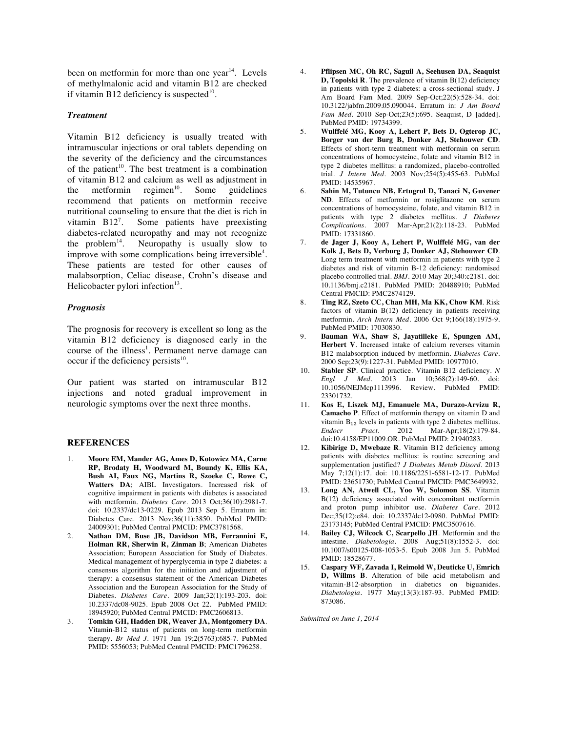been on metformin for more than one year[14]. Levels of methylmalonic acid and vitamin B12 are checked if vitamin B12 deficiency is suspected[10].

### *Treatment*

Vitamin B12 deficiency is usually treated with intramuscular injections or oral tablets depending on the severity of the deficiency and the circumstances of the patient[10]. The best treatment is a combination of vitamin B12 and calcium as well as adjustment in the metformin regimen[10]. Some guidelines recommend that patients on metformin receive nutritional counseling to ensure that the diet is rich in vitamin B12[7]. Some patients have preexisting diabetes-related neuropathy and may not recognize the problem[14]. Neuropathy is usually slow to improve with some complications being irreversible[4]. These patients are tested for other causes of malabsorption, Celiac disease, Crohn's disease and Helicobacter pylori infection[13].

### *Prognosis*

The prognosis for recovery is excellent so long as the vitamin B12 deficiency is diagnosed early in the course of the illness[1]. Permanent nerve damage can occur if the deficiency persists[10].

Our patient was started on intramuscular B12 injections and noted gradual improvement in neurologic symptoms over the next three months.

## REFERENCES

1. **Moore EM, Mander AG, Ames D, Kotowicz MA, Carne RP, Brodaty H, Woodward M, Boundy K, Ellis KA, Bush AI, Faux NG, Martins R, Szoeke C, Rowe C, Watters DA**; AIBL Investigators. Increased risk of cognitive impairment in patients with diabetes is associated with metformin. *Diabetes Care*. 2013 Oct;36(10):2981-7. doi: 10.2337/dc13-0229. Epub 2013 Sep 5. Erratum in: Diabetes Care. 2013 Nov;36(11):3850. PubMed PMID: 24009301; PubMed Central PMCID: PMC3781568.
2. **Nathan DM, Buse JB, Davidson MB, Ferrannini E, Holman RR, Sherwin R, Zinman B**; American Diabetes Association; European Association for Study of Diabetes. Medical management of hyperglycemia in type 2 diabetes: a consensus algorithm for the initiation and adjustment of therapy: a consensus statement of the American Diabetes Association and the European Association for the Study of Diabetes. *Diabetes Care*. 2009 Jan;32(1):193-203. doi: 10.2337/dc08-9025. Epub 2008 Oct 22. PubMed PMID: 18945920; PubMed Central PMCID: PMC2606813.
3. **Tomkin GH, Hadden DR, Weaver JA, Montgomery DA**. Vitamin-B12 status of patients on long-term metformin therapy. *Br Med J*. 1971 Jun 19;2(5763):685-7. PubMed PMID: 5556053; PubMed Central PMCID: PMC1796258.
4. **Pflipsen MC, Oh RC, Saguil A, Seehusen DA, Seaquist D, Topolski R**. The prevalence of vitamin B(12) deficiency in patients with type 2 diabetes: a cross-sectional study. J Am Board Fam Med. 2009 Sep-Oct;22(5):528-34. doi: 10.3122/jabfm.2009.05.090044. Erratum in: *J Am Board Fam Med*. 2010 Sep-Oct;23(5):695. Seaquist, D [added]. PubMed PMID: 19734399.
5. **Wulffelé MG, Kooy A, Lehert P, Bets D, Ogterop JC, Borger van der Burg B, Donker AJ, Stehouwer CD**. Effects of short-term treatment with metformin on serum concentrations of homocysteine, folate and vitamin B12 in type 2 diabetes mellitus: a randomized, placebo-controlled trial. *J Intern Med*. 2003 Nov;254(5):455-63. PubMed PMID: 14535967.
6. **Sahin M, Tutuncu NB, Ertugrul D, Tanaci N, Guvener ND**. Effects of metformin or rosiglitazone on serum concentrations of homocysteine, folate, and vitamin B12 in patients with type 2 diabetes mellitus. *J Diabetes Complications*. 2007 Mar-Apr;21(2):118-23. PubMed PMID: 17331860.
7. **de Jager J, Kooy A, Lehert P, Wulffelé MG, van der Kolk J, Bets D, Verburg J, Donker AJ, Stehouwer CD**. Long term treatment with metformin in patients with type 2 diabetes and risk of vitamin B-12 deficiency: randomised placebo controlled trial. *BMJ*. 2010 May 20;340:c2181. doi: 10.1136/bmj.c2181. PubMed PMID: 20488910; PubMed Central PMCID: PMC2874129.
8. **Ting RZ, Szeto CC, Chan MH, Ma KK, Chow KM**. Risk factors of vitamin B(12) deficiency in patients receiving metformin. *Arch Intern Med*. 2006 Oct 9;166(18):1975-9. PubMed PMID: 17030830.
9. **Bauman WA, Shaw S, Jayatilleke E, Spungen AM, Herbert V**. Increased intake of calcium reverses vitamin B12 malabsorption induced by metformin. *Diabetes Care*. 2000 Sep;23(9):1227-31. PubMed PMID: 10977010.
10. **Stabler SP**. Clinical practice. Vitamin B12 deficiency. *N Engl J Med*. 2013 Jan 10;368(2):149-60. doi: 10.1056/NEJMcp1113996. Review. PubMed PMID: 23301732.
11. **Kos E, Liszek MJ, Emanuele MA, Durazo-Arvizu R, Camacho P**. Effect of metformin therapy on vitamin D and vitamin $B_{12}$ levels in patients with type 2 diabetes mellitus. *Endocr Pract*. 2012 Mar-Apr;18(2):179-84. doi:10.4158/EP11009.OR. PubMed PMID: 21940283.
12. **Kibirige D, Mwebaze R**. Vitamin B12 deficiency among patients with diabetes mellitus: is routine screening and supplementation justified? *J Diabetes Metab Disord*. 2013 May 7;12(1):17. doi: 10.1186/2251-6581-12-17. PubMed PMID: 23651730; PubMed Central PMCID: PMC3649932.
13. **Long AN, Atwell CL, Yoo W, Solomon SS**. Vitamin B(12) deficiency associated with concomitant metformin and proton pump inhibitor use. *Diabetes Care*. 2012 Dec;35(12):e84. doi: 10.2337/dc12-0980. PubMed PMID: 23173145; PubMed Central PMCID: PMC3507616.
14. **Bailey CJ, Wilcock C, Scarpello JH**. Metformin and the intestine. *Diabetologia*. 2008 Aug;51(8):1552-3. doi: 10.1007/s00125-008-1053-5. Epub 2008 Jun 5. PubMed PMID: 18528677.
15. **Caspary WF, Zavada I, Reimold W, Deuticke U, Emrich D, Willms B**. Alteration of bile acid metabolism and vitamin-B12-absorption in diabetics on biguanides. *Diabetologia*. 1977 May;13(3):187-93. PubMed PMID: 873086.

*Submitted on June 1, 2014*